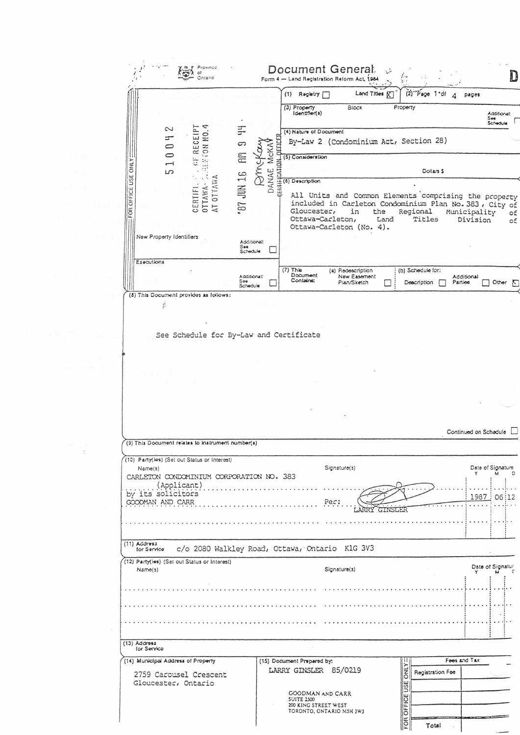Province of Ontario

# Document General

Form 4 — Land Registration Reform Act, 1984

**D**

(1) Registry ☐ Land Titles ☒ (2) Page 1 of 4 pages

(3) Property Identifier(s) Block Property — Additional: See Schedule ☐

(4) Nature of Document

By-Law 2 (Condominium Act, Section 28)

(5) Consideration

Dollars $

(6) Description

All Units and Common Elements comprising the property included in Carleton Condominium Plan No. 383, City of Gloucester, in the Regional Municipality of Ottawa-Carleton, Land Titles Division of Ottawa-Carleton (No. 4).

FOR OFFICE USE ONLY

510042

CERTIFICATE OF RECEIPT OTTAWA-CARLETON NO.4 AT OTTAWA

'87 JUN 16 AM 9 44

DANAE McKAY

CERTIFICATION OFFICER

New Property Identifiers — Additional: See Schedule ☐

Executions — Additional: See Schedule ☐

(7) This Document Contains: (a) Redescription New Easement Plan/Sketch ☐ (b) Schedule for: Description ☐ Additional Parties ☐ Other ☒

(8) This Document provides as follows:

See Schedule for By-Law and Certificate

Continued on Schedule ☐

(9) This Document relates to instrument number(s)

(10) Party(ies) (Set out Status or Interest)

| Name(s) | Signature(s) | Date of Signature Y M D |
|---|---|---|
| CARLETON CONDOMINIUM CORPORATION NO. 383 (Applicant) by its solicitors GOODMAN AND CARR | Per: LARRY GINSLER | 1987 06 12 |

(11) Address for Service c/o 2080 Walkley Road, Ottawa, Ontario K1G 3V3

(12) Party(ies) (Set out Status or Interest)

| Name(s) | Signature(s) | Date of Signature Y M D |
|---|---|---|
| | | |

(13) Address for Service

(14) Municipal Address of Property

2759 Carousel Crescent
Gloucester, Ontario

(15) Document Prepared by:

LARRY GINSLER 85/0219

GOODMAN AND CARR
SUITE 2300
200 KING STREET WEST
TORONTO, ONTARIO M5H 3W5

FOR OFFICE USE ONLY

| Fees and Tax | |
|---|---|
| Registration Fee | |
| | |
| | |
| Total | |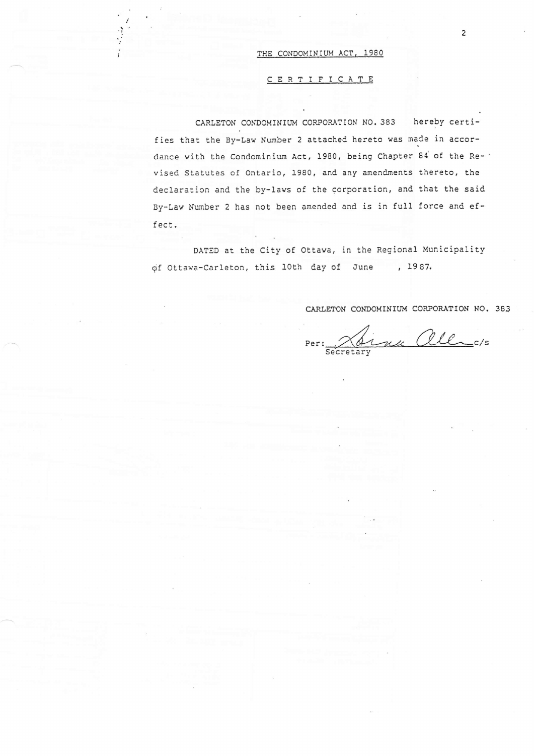THE CONDOMINIUM ACT, 1980

CERTIFICATE

CARLETON CONDOMINIUM CORPORATION NO. 383 hereby certifies that the By-Law Number 2 attached hereto was made in accordance with the Condominium Act, 1980, being Chapter 84 of the Revised Statutes of Ontario, 1980, and any amendments thereto, the declaration and the by-laws of the corporation, and that the said By-Law Number 2 has not been amended and is in full force and effect.

DATED at the City of Ottawa, in the Regional Municipality of Ottawa-Carleton, this 10th day of June , 1987.

CARLETON CONDOMINIUM CORPORATION NO. 383

Per: ________________ c/s
Secretary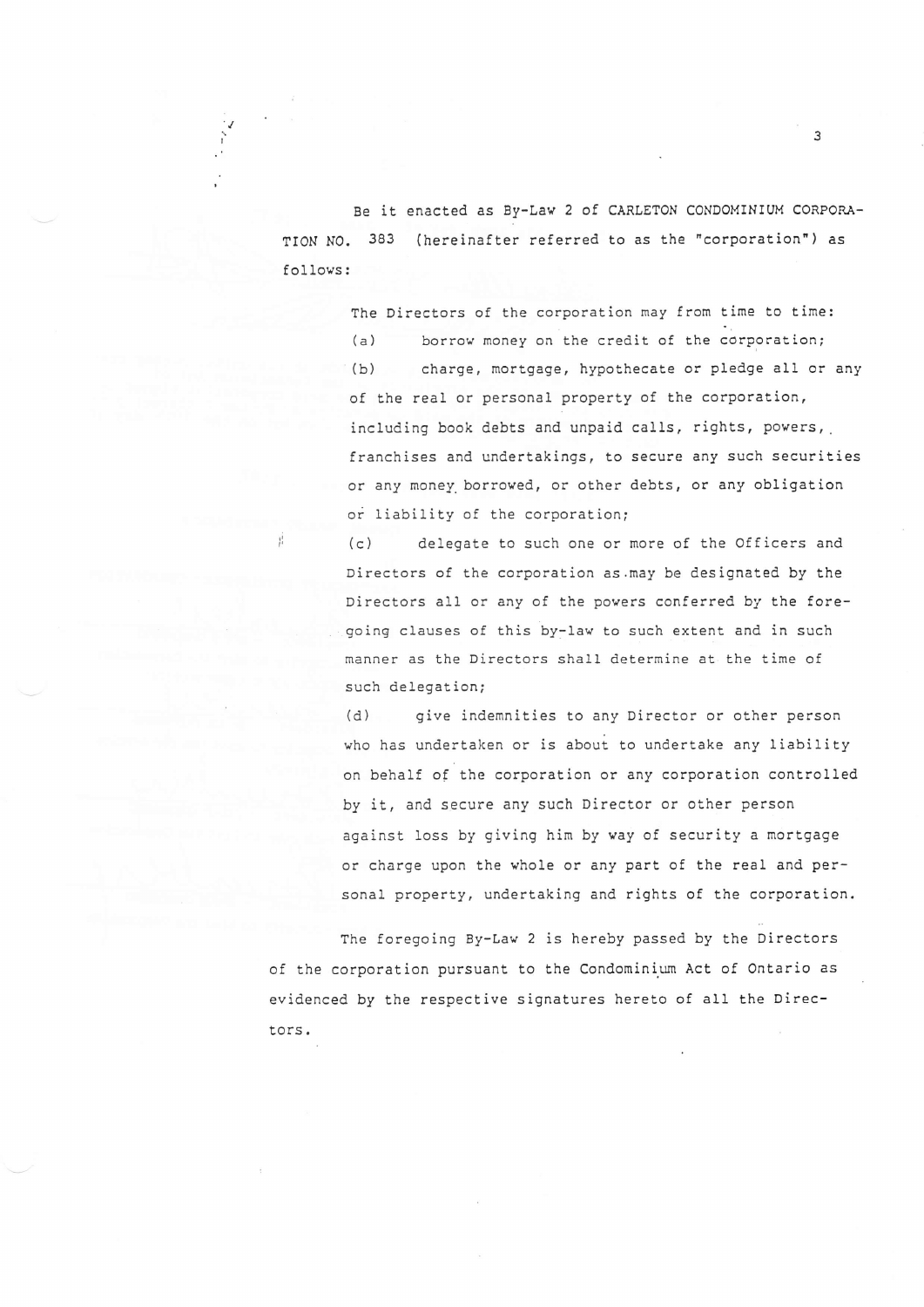Be it enacted as By-Law 2 of CARLETON CONDOMINIUM CORPORATION NO. 383 (hereinafter referred to as the "corporation") as follows:

The Directors of the corporation may from time to time:

(a) borrow money on the credit of the corporation;

(b) charge, mortgage, hypothecate or pledge all or any of the real or personal property of the corporation, including book debts and unpaid calls, rights, powers, franchises and undertakings, to secure any such securities or any money borrowed, or other debts, or any obligation or liability of the corporation;

(c) delegate to such one or more of the Officers and Directors of the corporation as may be designated by the Directors all or any of the powers conferred by the foregoing clauses of this by-law to such extent and in such manner as the Directors shall determine at the time of such delegation;

(d) give indemnities to any Director or other person who has undertaken or is about to undertake any liability on behalf of the corporation or any corporation controlled by it, and secure any such Director or other person against loss by giving him by way of security a mortgage or charge upon the whole or any part of the real and personal property, undertaking and rights of the corporation.

The foregoing By-Law 2 is hereby passed by the Directors of the corporation pursuant to the Condominium Act of Ontario as evidenced by the respective signatures hereto of all the Directors.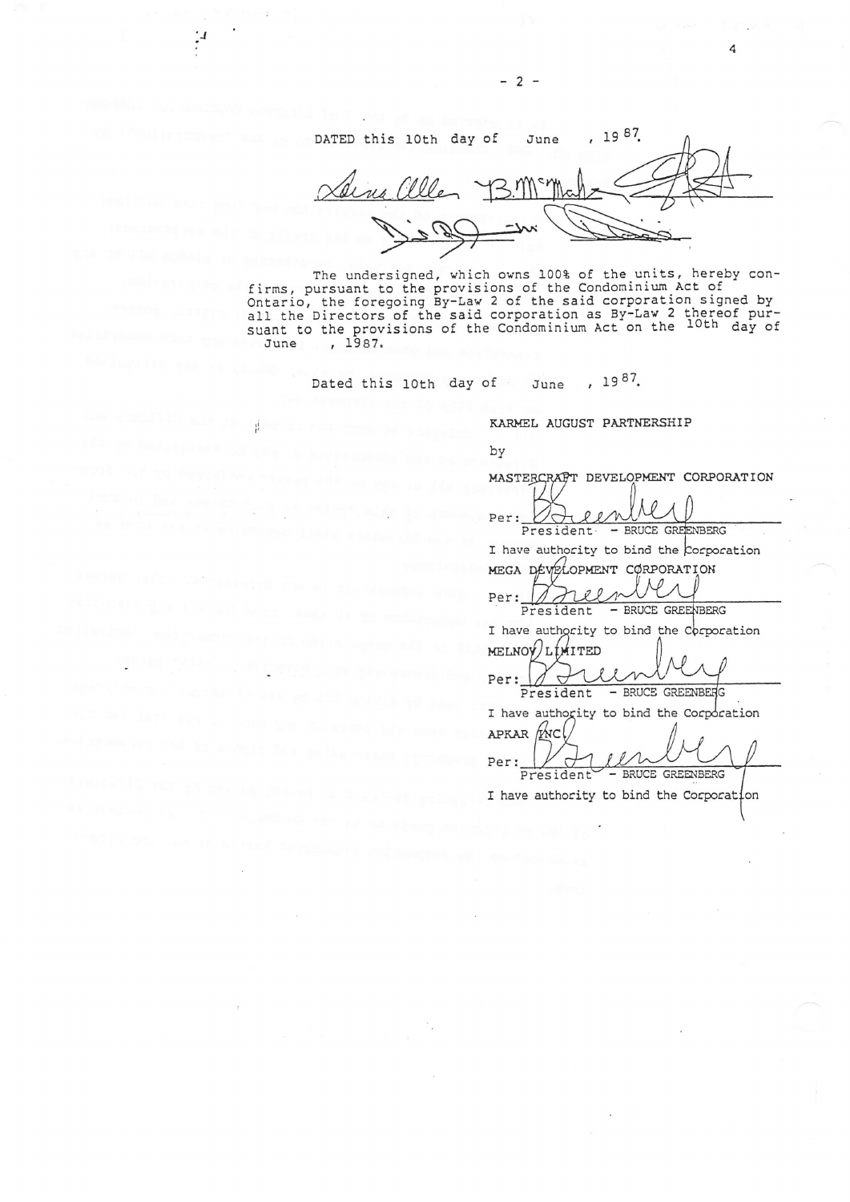DATED this 10th day of June , 1987.

The undersigned, which owns 100% of the units, hereby confirms, pursuant to the provisions of the Condominium Act of Ontario, the foregoing By-Law 2 of the said corporation signed by all the Directors of the said corporation as By-Law 2 thereof pursuant to the provisions of the Condominium Act on the 10th day of June , 1987.

Dated this 10th day of June , 1987.

KARMEL AUGUST PARTNERSHIP

by

MASTERCRAFT DEVELOPMENT CORPORATION

Per: ____________________
President - BRUCE GREENBERG

I have authority to bind the Corporation

MEGA DEVELOPMENT CORPORATION

Per: ____________________
President - BRUCE GREENBERG

I have authority to bind the Corporation

MELNOV LIMITED

Per: ____________________
President - BRUCE GREENBERG

I have authority to bind the Corporation

APKAR INC.

Per: ____________________
President - BRUCE GREENBERG

I have authority to bind the Corporation